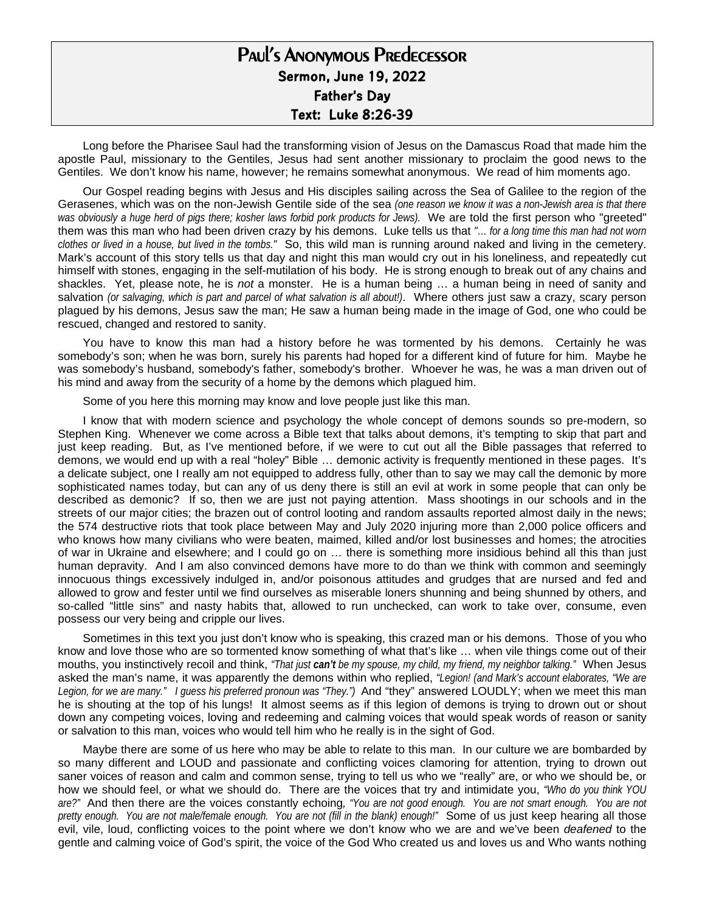# Paul's Anonymous Predecessor

**Sermon, June 19, 2022**

**Father's Day**

**Text: Luke 8:26-39**

Long before the Pharisee Saul had the transforming vision of Jesus on the Damascus Road that made him the apostle Paul, missionary to the Gentiles, Jesus had sent another missionary to proclaim the good news to the Gentiles. We don't know his name, however; he remains somewhat anonymous. We read of him moments ago.

Our Gospel reading begins with Jesus and His disciples sailing across the Sea of Galilee to the region of the Gerasenes, which was on the non-Jewish Gentile side of the sea *(one reason we know it was a non-Jewish area is that there was obviously a huge herd of pigs there; kosher laws forbid pork products for Jews).* We are told the first person who "greeted" them was this man who had been driven crazy by his demons. Luke tells us that *"… for a long time this man had not worn clothes or lived in a house, but lived in the tombs."* So, this wild man is running around naked and living in the cemetery. Mark's account of this story tells us that day and night this man would cry out in his loneliness, and repeatedly cut himself with stones, engaging in the self-mutilation of his body. He is strong enough to break out of any chains and shackles. Yet, please note, he is *not* a monster. He is a human being … a human being in need of sanity and salvation *(or salvaging, which is part and parcel of what salvation is all about!)*. Where others just saw a crazy, scary person plagued by his demons, Jesus saw the man; He saw a human being made in the image of God, one who could be rescued, changed and restored to sanity.

You have to know this man had a history before he was tormented by his demons. Certainly he was somebody's son; when he was born, surely his parents had hoped for a different kind of future for him. Maybe he was somebody's husband, somebody's father, somebody's brother. Whoever he was, he was a man driven out of his mind and away from the security of a home by the demons which plagued him.

Some of you here this morning may know and love people just like this man.

I know that with modern science and psychology the whole concept of demons sounds so pre-modern, so Stephen King. Whenever we come across a Bible text that talks about demons, it's tempting to skip that part and just keep reading. But, as I've mentioned before, if we were to cut out all the Bible passages that referred to demons, we would end up with a real "holey" Bible … demonic activity is frequently mentioned in these pages. It's a delicate subject, one I really am not equipped to address fully, other than to say we may call the demonic by more sophisticated names today, but can any of us deny there is still an evil at work in some people that can only be described as demonic? If so, then we are just not paying attention. Mass shootings in our schools and in the streets of our major cities; the brazen out of control looting and random assaults reported almost daily in the news; the 574 destructive riots that took place between May and July 2020 injuring more than 2,000 police officers and who knows how many civilians who were beaten, maimed, killed and/or lost businesses and homes; the atrocities of war in Ukraine and elsewhere; and I could go on … there is something more insidious behind all this than just human depravity. And I am also convinced demons have more to do than we think with common and seemingly innocuous things excessively indulged in, and/or poisonous attitudes and grudges that are nursed and fed and allowed to grow and fester until we find ourselves as miserable loners shunning and being shunned by others, and so-called "little sins" and nasty habits that, allowed to run unchecked, can work to take over, consume, even possess our very being and cripple our lives.

Sometimes in this text you just don't know who is speaking, this crazed man or his demons. Those of you who know and love those who are so tormented know something of what that's like … when vile things come out of their mouths, you instinctively recoil and think, *"That just **can't** be my spouse, my child, my friend, my neighbor talking."* When Jesus asked the man's name, it was apparently the demons within who replied, *"Legion! (and Mark's account elaborates, "We are Legion, for we are many." I guess his preferred pronoun was "They.")* And "they" answered LOUDLY; when we meet this man he is shouting at the top of his lungs! It almost seems as if this legion of demons is trying to drown out or shout down any competing voices, loving and redeeming and calming voices that would speak words of reason or sanity or salvation to this man, voices who would tell him who he really is in the sight of God.

Maybe there are some of us here who may be able to relate to this man. In our culture we are bombarded by so many different and LOUD and passionate and conflicting voices clamoring for attention, trying to drown out saner voices of reason and calm and common sense, trying to tell us who we "really" are, or who we should be, or how we should feel, or what we should do. There are the voices that try and intimidate you, *"Who do you think YOU are?"* And then there are the voices constantly echoing*, "You are not good enough. You are not smart enough. You are not pretty enough. You are not male/female enough. You are not (fill in the blank) enough!"* Some of us just keep hearing all those evil, vile, loud, conflicting voices to the point where we don't know who we are and we've been *deafened* to the gentle and calming voice of God's spirit, the voice of the God Who created us and loves us and Who wants nothing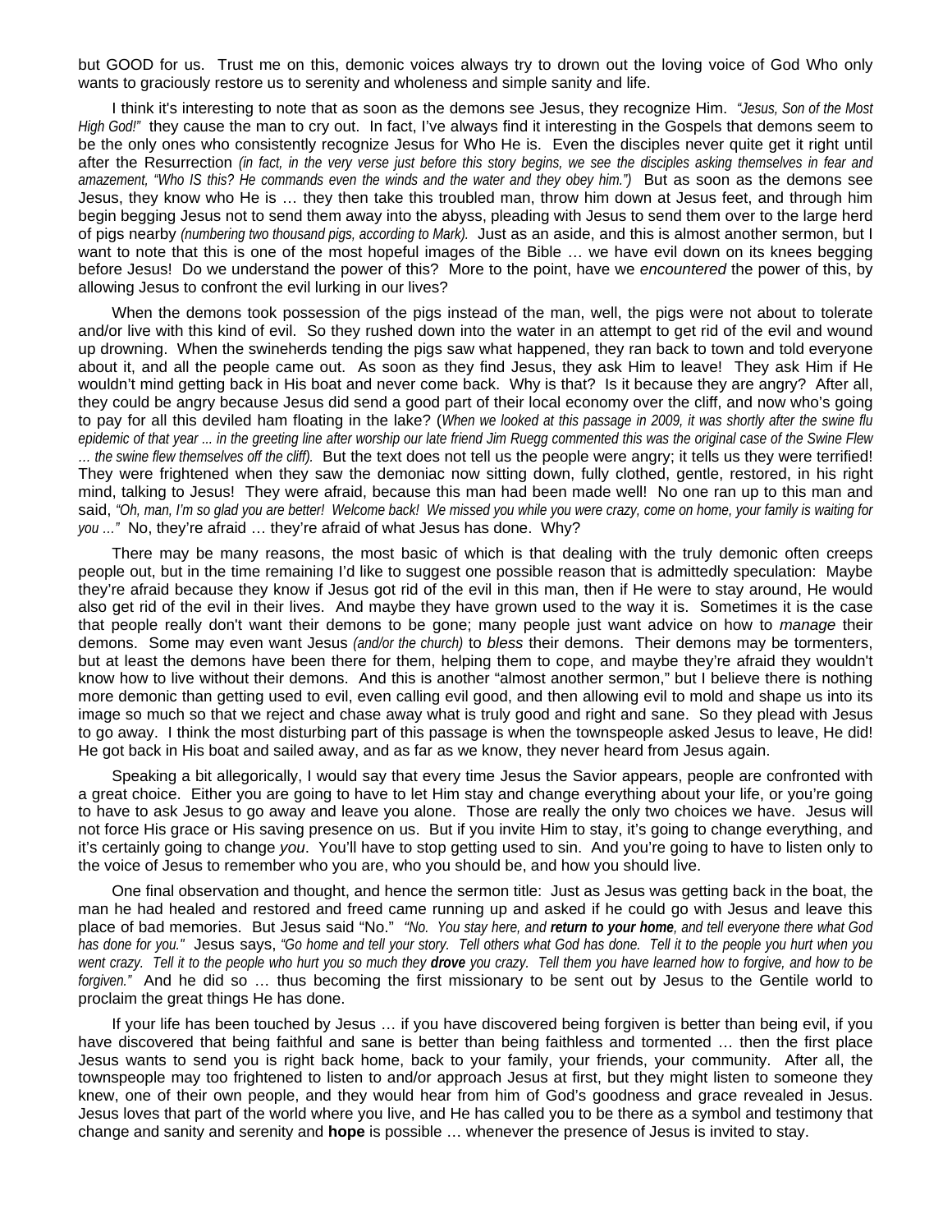but GOOD for us. Trust me on this, demonic voices always try to drown out the loving voice of God Who only wants to graciously restore us to serenity and wholeness and simple sanity and life.

I think it's interesting to note that as soon as the demons see Jesus, they recognize Him. *"Jesus, Son of the Most High God!"* they cause the man to cry out. In fact, I've always find it interesting in the Gospels that demons seem to be the only ones who consistently recognize Jesus for Who He is. Even the disciples never quite get it right until after the Resurrection *(in fact, in the very verse just before this story begins, we see the disciples asking themselves in fear and amazement, "Who IS this? He commands even the winds and the water and they obey him.")* But as soon as the demons see Jesus, they know who He is … they then take this troubled man, throw him down at Jesus feet, and through him begin begging Jesus not to send them away into the abyss, pleading with Jesus to send them over to the large herd of pigs nearby *(numbering two thousand pigs, according to Mark).* Just as an aside, and this is almost another sermon, but I want to note that this is one of the most hopeful images of the Bible … we have evil down on its knees begging before Jesus! Do we understand the power of this? More to the point, have we *encountered* the power of this, by allowing Jesus to confront the evil lurking in our lives?

When the demons took possession of the pigs instead of the man, well, the pigs were not about to tolerate and/or live with this kind of evil. So they rushed down into the water in an attempt to get rid of the evil and wound up drowning. When the swineherds tending the pigs saw what happened, they ran back to town and told everyone about it, and all the people came out. As soon as they find Jesus, they ask Him to leave! They ask Him if He wouldn't mind getting back in His boat and never come back. Why is that? Is it because they are angry? After all, they could be angry because Jesus did send a good part of their local economy over the cliff, and now who's going to pay for all this deviled ham floating in the lake? (*When we looked at this passage in 2009, it was shortly after the swine flu epidemic of that year ... in the greeting line after worship our late friend Jim Ruegg commented this was the original case of the Swine Flew … the swine flew themselves off the cliff).* But the text does not tell us the people were angry; it tells us they were terrified! They were frightened when they saw the demoniac now sitting down, fully clothed, gentle, restored, in his right mind, talking to Jesus! They were afraid, because this man had been made well! No one ran up to this man and said, *"Oh, man, I'm so glad you are better! Welcome back! We missed you while you were crazy, come on home, your family is waiting for you ..."* No, they're afraid … they're afraid of what Jesus has done. Why?

There may be many reasons, the most basic of which is that dealing with the truly demonic often creeps people out, but in the time remaining I'd like to suggest one possible reason that is admittedly speculation: Maybe they're afraid because they know if Jesus got rid of the evil in this man, then if He were to stay around, He would also get rid of the evil in their lives. And maybe they have grown used to the way it is. Sometimes it is the case that people really don't want their demons to be gone; many people just want advice on how to *manage* their demons. Some may even want Jesus *(and/or the church)* to *bless* their demons. Their demons may be tormenters, but at least the demons have been there for them, helping them to cope, and maybe they're afraid they wouldn't know how to live without their demons. And this is another "almost another sermon," but I believe there is nothing more demonic than getting used to evil, even calling evil good, and then allowing evil to mold and shape us into its image so much so that we reject and chase away what is truly good and right and sane. So they plead with Jesus to go away. I think the most disturbing part of this passage is when the townspeople asked Jesus to leave, He did! He got back in His boat and sailed away, and as far as we know, they never heard from Jesus again.

Speaking a bit allegorically, I would say that every time Jesus the Savior appears, people are confronted with a great choice. Either you are going to have to let Him stay and change everything about your life, or you're going to have to ask Jesus to go away and leave you alone. Those are really the only two choices we have. Jesus will not force His grace or His saving presence on us. But if you invite Him to stay, it's going to change everything, and it's certainly going to change *you*. You'll have to stop getting used to sin. And you're going to have to listen only to the voice of Jesus to remember who you are, who you should be, and how you should live.

One final observation and thought, and hence the sermon title: Just as Jesus was getting back in the boat, the man he had healed and restored and freed came running up and asked if he could go with Jesus and leave this place of bad memories. But Jesus said "No." *"No. You stay here, and* ***return to your home****, and tell everyone there what God has done for you."* Jesus says, *"Go home and tell your story. Tell others what God has done. Tell it to the people you hurt when you went crazy. Tell it to the people who hurt you so much they* ***drove*** *you crazy. Tell them you have learned how to forgive, and how to be forgiven."* And he did so … thus becoming the first missionary to be sent out by Jesus to the Gentile world to proclaim the great things He has done.

If your life has been touched by Jesus … if you have discovered being forgiven is better than being evil, if you have discovered that being faithful and sane is better than being faithless and tormented … then the first place Jesus wants to send you is right back home, back to your family, your friends, your community. After all, the townspeople may too frightened to listen to and/or approach Jesus at first, but they might listen to someone they knew, one of their own people, and they would hear from him of God's goodness and grace revealed in Jesus. Jesus loves that part of the world where you live, and He has called you to be there as a symbol and testimony that change and sanity and serenity and **hope** is possible … whenever the presence of Jesus is invited to stay.